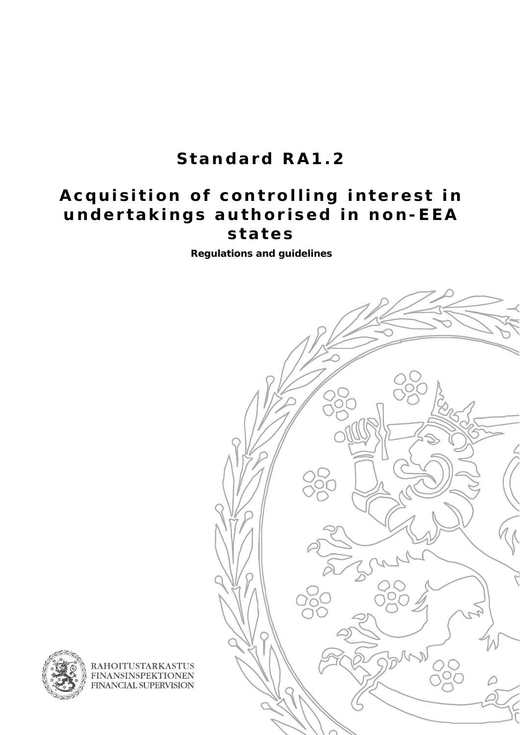# Standard RA1.2

# Acquisition of controlling interest in undertakings authorised in non-EEA states

**Regulations and guidelines**

RAHOITUSTARKASTUS
FINANSINSPEKTIONEN
FINANCIAL SUPERVISION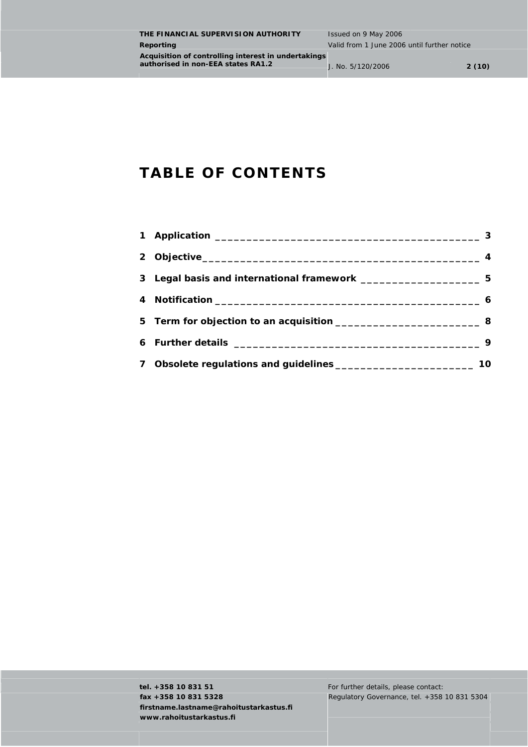# TABLE OF CONTENTS

1 Application ____________________________________________ 3

2 Objective______________________________________________ 4

3 Legal basis and international framework ____________________ 5

4 Notification ____________________________________________ 6

5 Term for objection to an acquisition _________________________ 8

6 Further details _________________________________________ 9

7 Obsolete regulations and guidelines ________________________ 10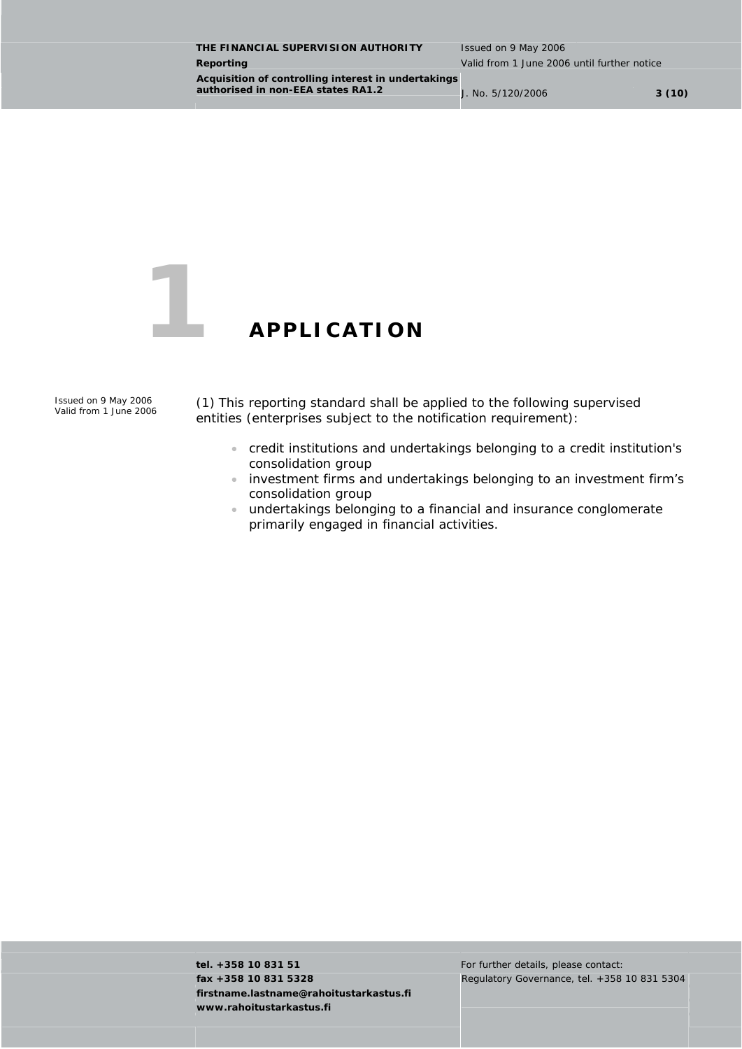# 1 APPLICATION

Issued on 9 May 2006
Valid from 1 June 2006

(1) This reporting standard shall be applied to the following supervised entities (enterprises subject to the notification requirement):

- credit institutions and undertakings belonging to a credit institution's consolidation group
- investment firms and undertakings belonging to an investment firm's consolidation group
- undertakings belonging to a financial and insurance conglomerate primarily engaged in financial activities.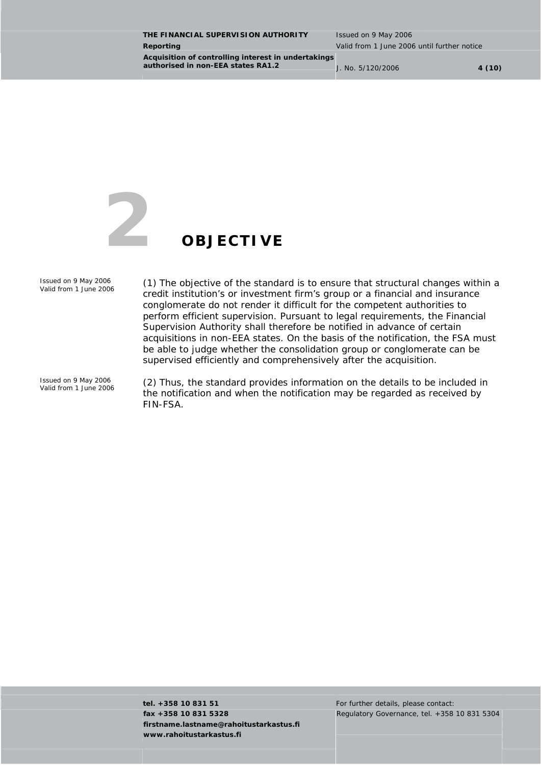# 2 OBJECTIVE

Issued on 9 May 2006
Valid from 1 June 2006

(1) The objective of the standard is to ensure that structural changes within a credit institution's or investment firm's group or a financial and insurance conglomerate do not render it difficult for the competent authorities to perform efficient supervision. Pursuant to legal requirements, the Financial Supervision Authority shall therefore be notified in advance of certain acquisitions in non-EEA states. On the basis of the notification, the FSA must be able to judge whether the consolidation group or conglomerate can be supervised efficiently and comprehensively after the acquisition.

Issued on 9 May 2006
Valid from 1 June 2006

(2) Thus, the standard provides information on the details to be included in the notification and when the notification may be regarded as received by FIN-FSA.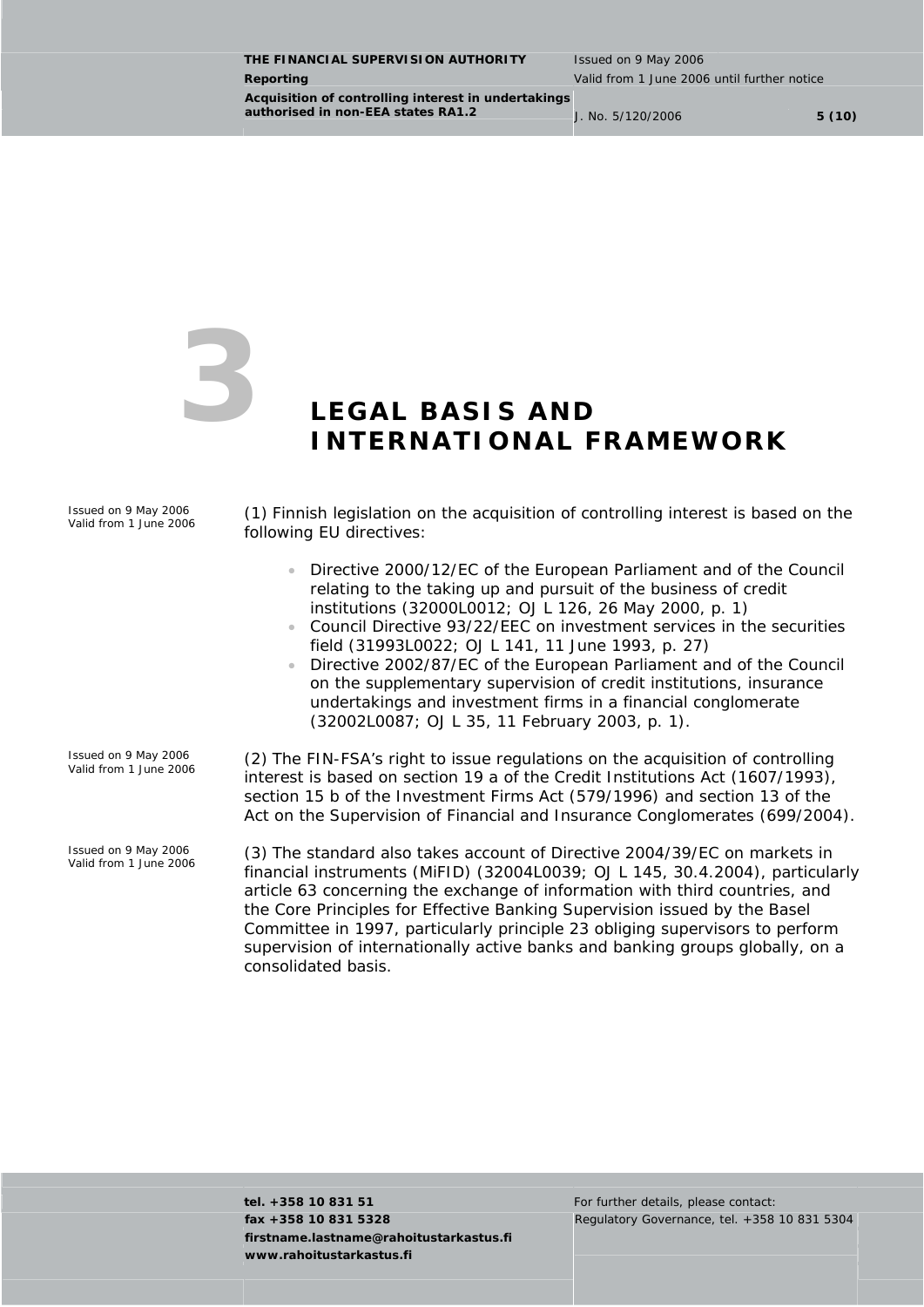# 3 LEGAL BASIS AND INTERNATIONAL FRAMEWORK

Issued on 9 May 2006
Valid from 1 June 2006

(1) Finnish legislation on the acquisition of controlling interest is based on the following EU directives:

- Directive 2000/12/EC of the European Parliament and of the Council relating to the taking up and pursuit of the business of credit institutions (32000L0012; OJ L 126, 26 May 2000, p. 1)
- Council Directive 93/22/EEC on investment services in the securities field (31993L0022; OJ L 141, 11 June 1993, p. 27)
- Directive 2002/87/EC of the European Parliament and of the Council on the supplementary supervision of credit institutions, insurance undertakings and investment firms in a financial conglomerate (32002L0087; OJ L 35, 11 February 2003, p. 1).

Issued on 9 May 2006
Valid from 1 June 2006

(2) The FIN-FSA's right to issue regulations on the acquisition of controlling interest is based on section 19 a of the Credit Institutions Act (1607/1993), section 15 b of the Investment Firms Act (579/1996) and section 13 of the Act on the Supervision of Financial and Insurance Conglomerates (699/2004).

Issued on 9 May 2006
Valid from 1 June 2006

(3) The standard also takes account of Directive 2004/39/EC on markets in financial instruments (MiFID) (32004L0039; OJ L 145, 30.4.2004), particularly article 63 concerning the exchange of information with third countries, and the Core Principles for Effective Banking Supervision issued by the Basel Committee in 1997, particularly principle 23 obliging supervisors to perform supervision of internationally active banks and banking groups globally, on a consolidated basis.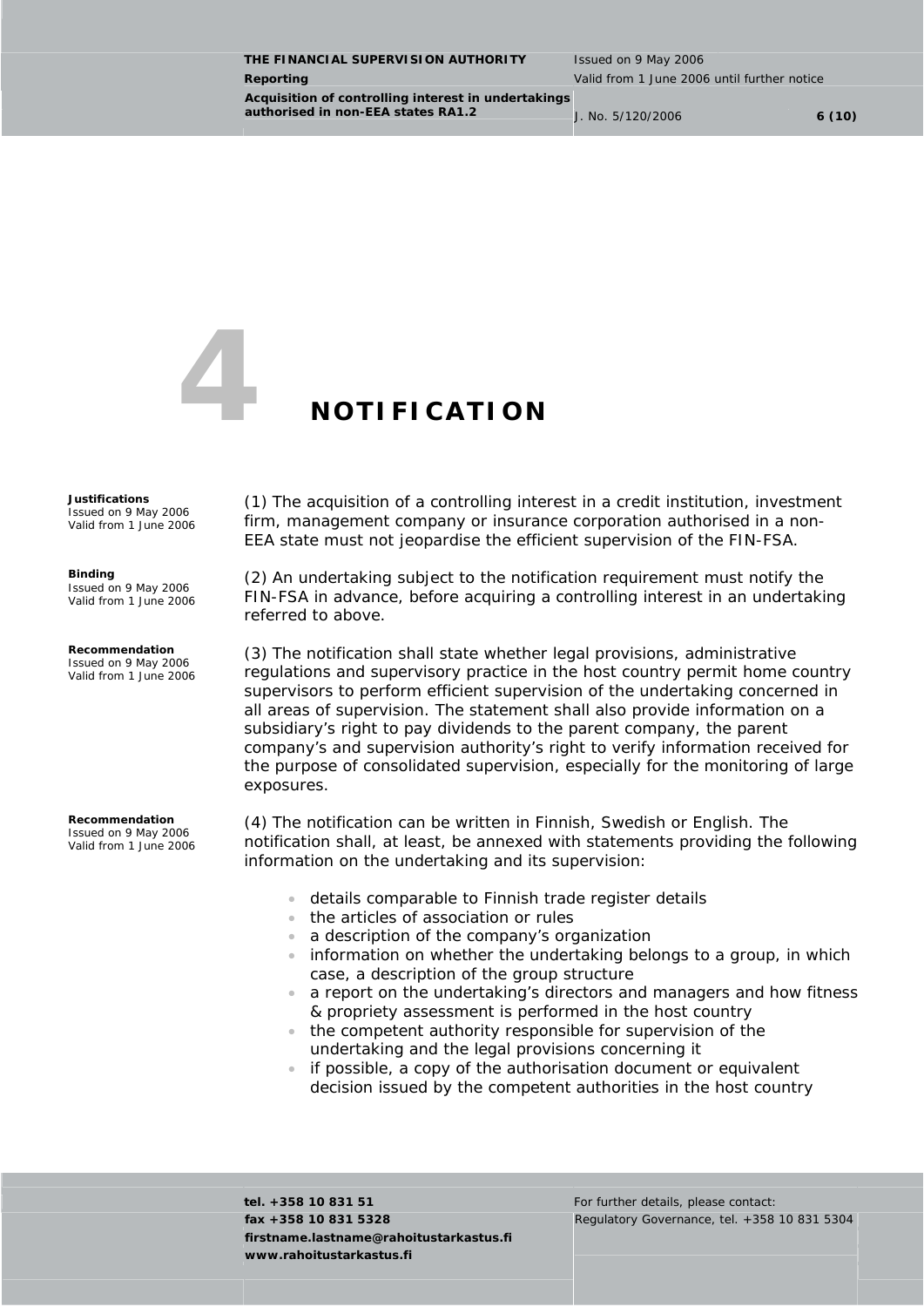# 4 NOTIFICATION

**Justifications**
Issued on 9 May 2006
Valid from 1 June 2006

(1) The acquisition of a controlling interest in a credit institution, investment firm, management company or insurance corporation authorised in a non-EEA state must not jeopardise the efficient supervision of the FIN-FSA.

**Binding**
Issued on 9 May 2006
Valid from 1 June 2006

(2) An undertaking subject to the notification requirement must notify the FIN-FSA in advance, before acquiring a controlling interest in an undertaking referred to above.

**Recommendation**
Issued on 9 May 2006
Valid from 1 June 2006

(3) The notification shall state whether legal provisions, administrative regulations and supervisory practice in the host country permit home country supervisors to perform efficient supervision of the undertaking concerned in all areas of supervision. The statement shall also provide information on a subsidiary's right to pay dividends to the parent company, the parent company's and supervision authority's right to verify information received for the purpose of consolidated supervision, especially for the monitoring of large exposures.

**Recommendation**
Issued on 9 May 2006
Valid from 1 June 2006

(4) The notification can be written in Finnish, Swedish or English. The notification shall, at least, be annexed with statements providing the following information on the undertaking and its supervision:

- details comparable to Finnish trade register details
- the articles of association or rules
- a description of the company's organization
- information on whether the undertaking belongs to a group, in which case, a description of the group structure
- a report on the undertaking's directors and managers and how fitness & propriety assessment is performed in the host country
- the competent authority responsible for supervision of the undertaking and the legal provisions concerning it
- if possible, a copy of the authorisation document or equivalent decision issued by the competent authorities in the host country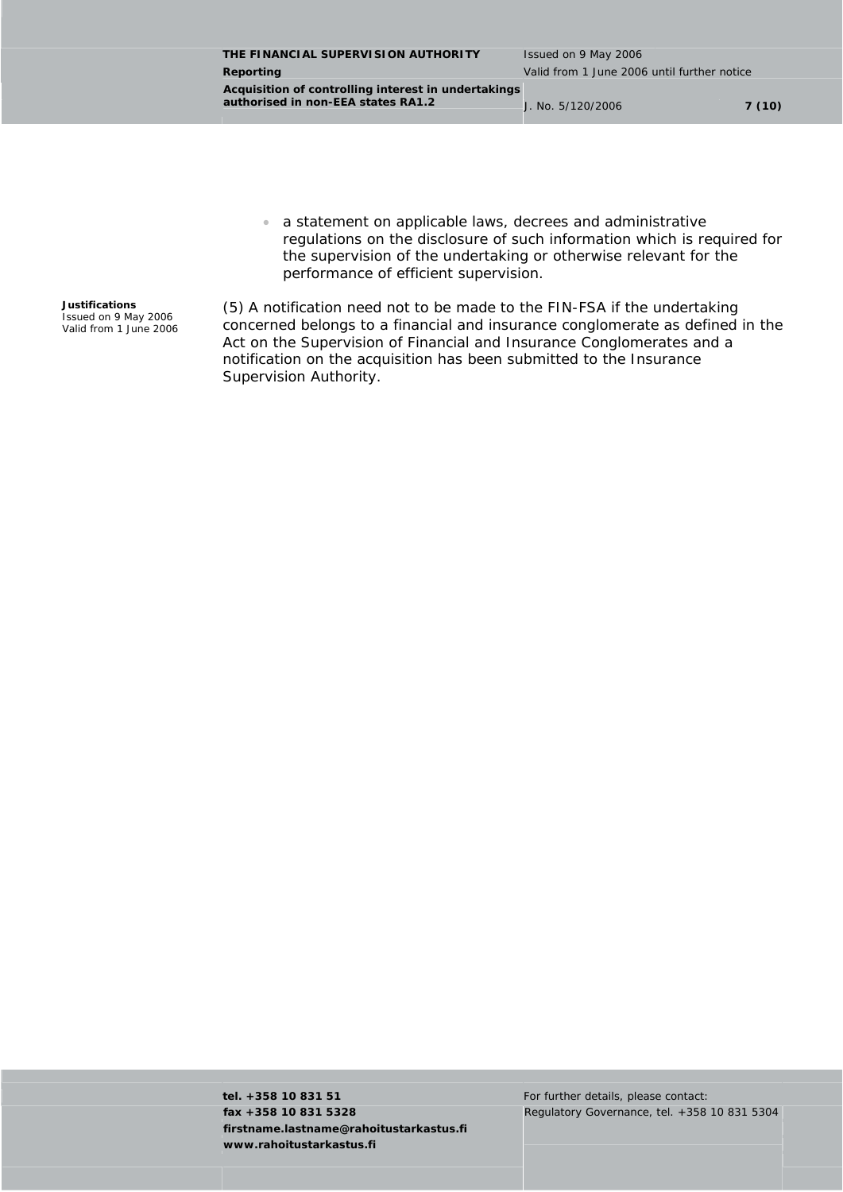- a statement on applicable laws, decrees and administrative regulations on the disclosure of such information which is required for the supervision of the undertaking or otherwise relevant for the performance of efficient supervision.

**Justifications**
Issued on 9 May 2006
Valid from 1 June 2006

(5) A notification need not to be made to the FIN-FSA if the undertaking concerned belongs to a financial and insurance conglomerate as defined in the Act on the Supervision of Financial and Insurance Conglomerates and a notification on the acquisition has been submitted to the Insurance Supervision Authority.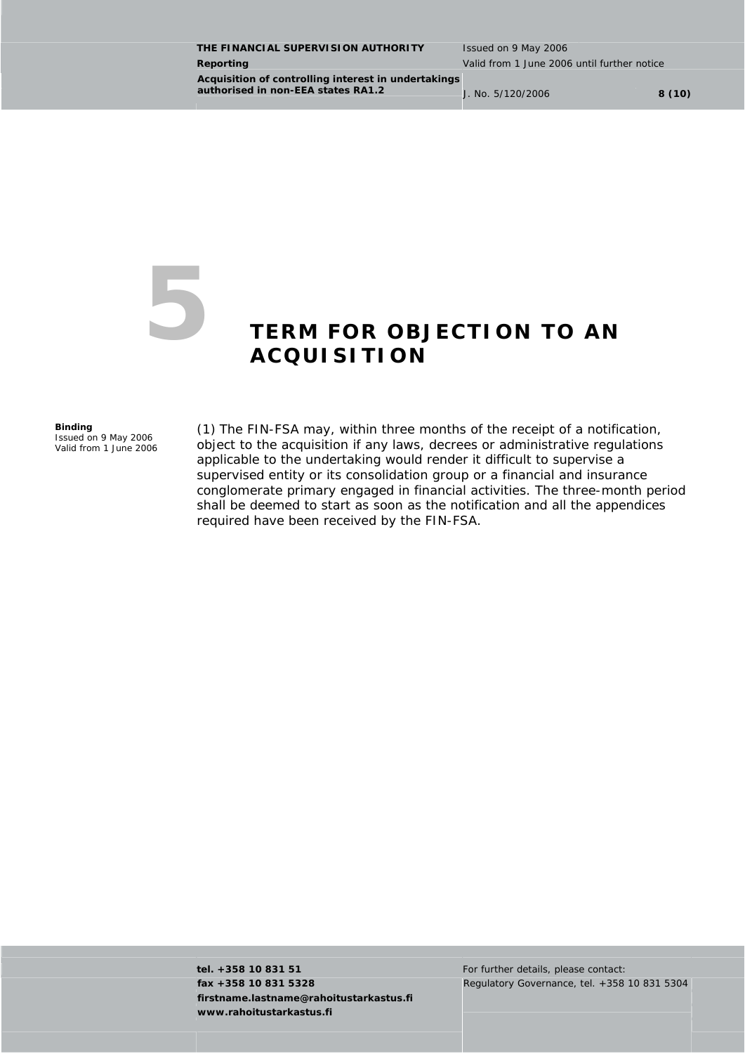# 5 TERM FOR OBJECTION TO AN ACQUISITION

**Binding**
Issued on 9 May 2006
Valid from 1 June 2006

(1) The FIN-FSA may, within three months of the receipt of a notification, object to the acquisition if any laws, decrees or administrative regulations applicable to the undertaking would render it difficult to supervise a supervised entity or its consolidation group or a financial and insurance conglomerate primary engaged in financial activities. The three-month period shall be deemed to start as soon as the notification and all the appendices required have been received by the FIN-FSA.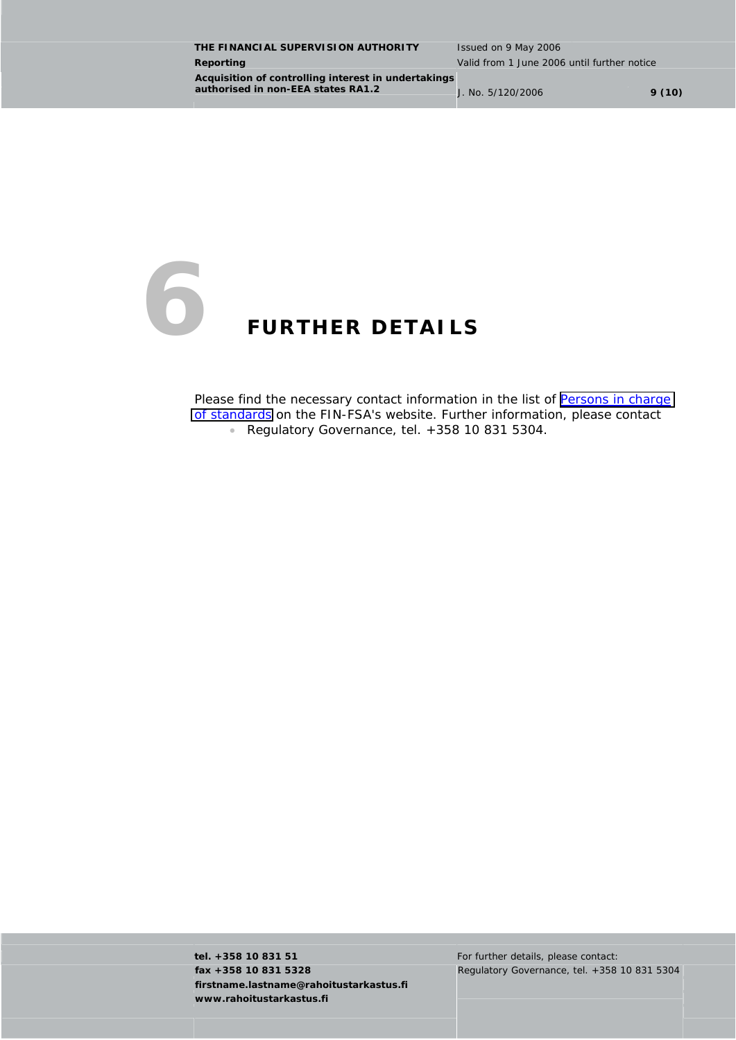# 6 FURTHER DETAILS

Please find the necessary contact information in the list of Persons in charge of standards on the FIN-FSA's website. Further information, please contact

- Regulatory Governance, tel. +358 10 831 5304.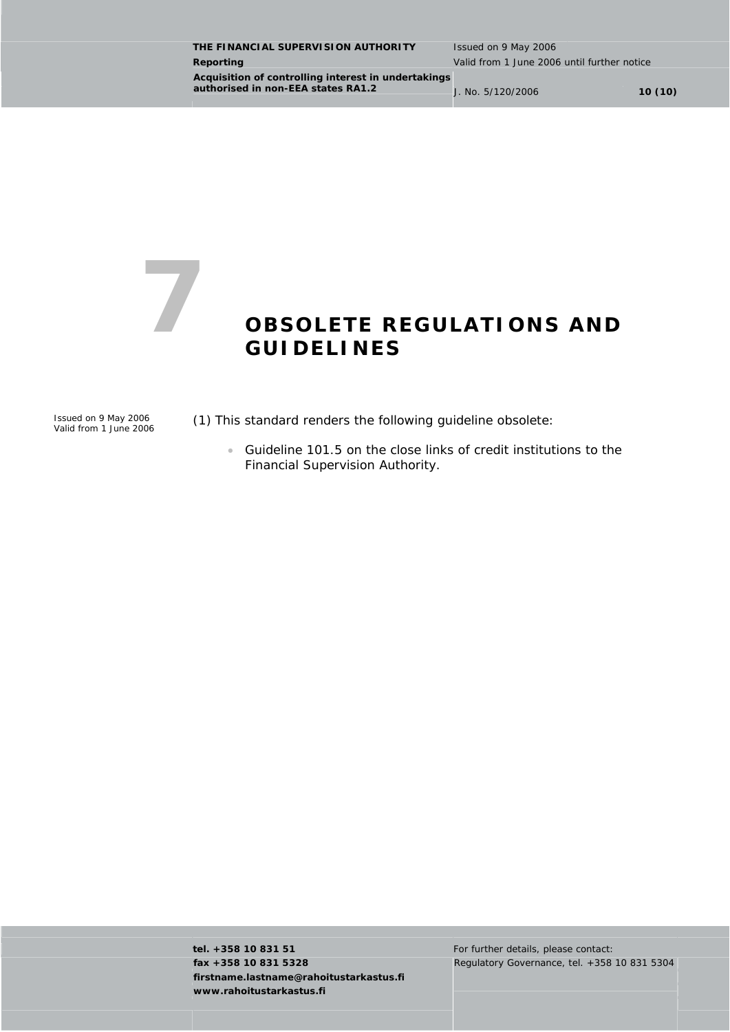# 7 OBSOLETE REGULATIONS AND GUIDELINES

Issued on 9 May 2006
Valid from 1 June 2006

(1) This standard renders the following guideline obsolete:

- Guideline 101.5 on the close links of credit institutions to the Financial Supervision Authority.